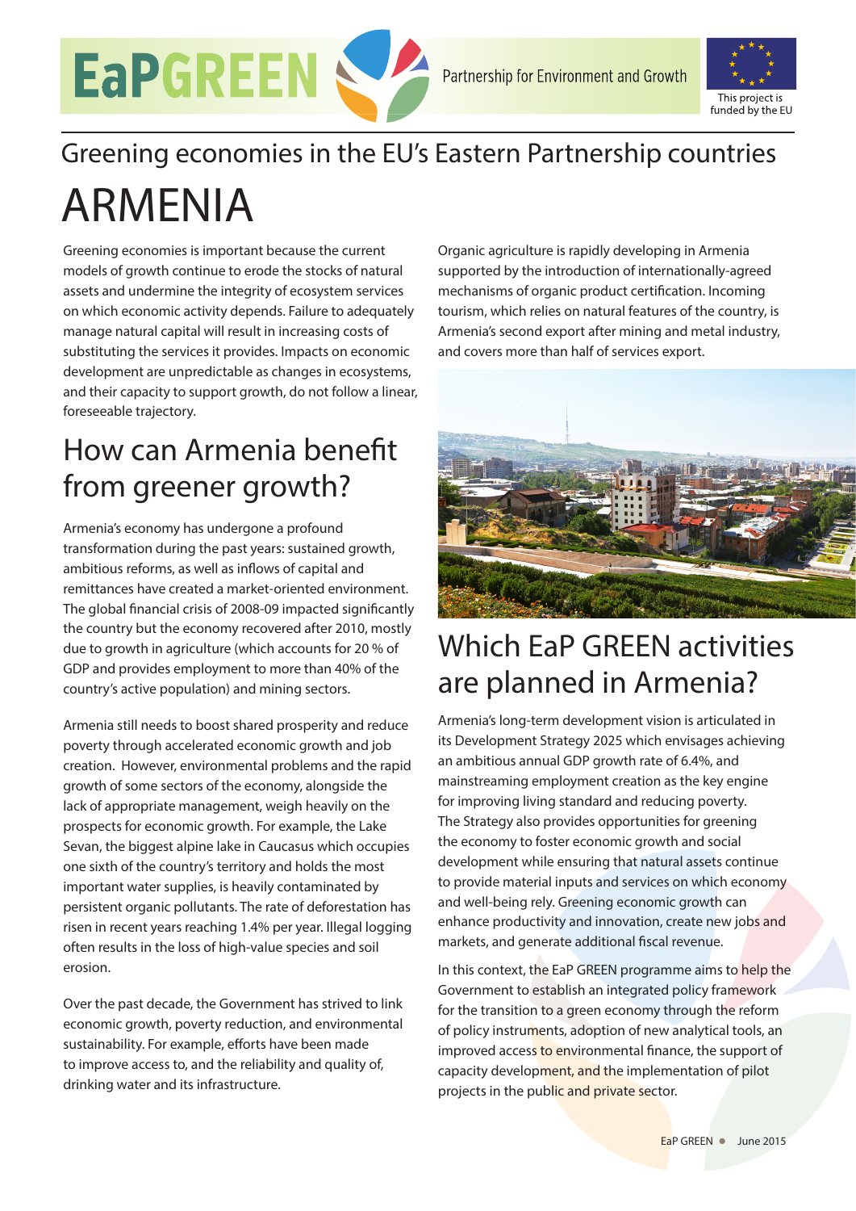EaPGREEN

Partnership for Environment and Growth

This project is funded by the EU

Greening economies in the EU's Eastern Partnership countries

# ARMENIA

Greening economies is important because the current models of growth continue to erode the stocks of natural assets and undermine the integrity of ecosystem services on which economic activity depends. Failure to adequately manage natural capital will result in increasing costs of substituting the services it provides. Impacts on economic development are unpredictable as changes in ecosystems, and their capacity to support growth, do not follow a linear, foreseeable trajectory.

## How can Armenia benefit from greener growth?

Armenia's economy has undergone a profound transformation during the past years: sustained growth, ambitious reforms, as well as inflows of capital and remittances have created a market-oriented environment. The global financial crisis of 2008-09 impacted significantly the country but the economy recovered after 2010, mostly due to growth in agriculture (which accounts for 20 % of GDP and provides employment to more than 40% of the country's active population) and mining sectors.

Armenia still needs to boost shared prosperity and reduce poverty through accelerated economic growth and job creation. However, environmental problems and the rapid growth of some sectors of the economy, alongside the lack of appropriate management, weigh heavily on the prospects for economic growth. For example, the Lake Sevan, the biggest alpine lake in Caucasus which occupies one sixth of the country's territory and holds the most important water supplies, is heavily contaminated by persistent organic pollutants. The rate of deforestation has risen in recent years reaching 1.4% per year. Illegal logging often results in the loss of high-value species and soil erosion.

Over the past decade, the Government has strived to link economic growth, poverty reduction, and environmental sustainability. For example, efforts have been made to improve access to, and the reliability and quality of, drinking water and its infrastructure.

Organic agriculture is rapidly developing in Armenia supported by the introduction of internationally-agreed mechanisms of organic product certification. Incoming tourism, which relies on natural features of the country, is Armenia's second export after mining and metal industry, and covers more than half of services export.

## Which EaP GREEN activities are planned in Armenia?

Armenia's long-term development vision is articulated in its Development Strategy 2025 which envisages achieving an ambitious annual GDP growth rate of 6.4%, and mainstreaming employment creation as the key engine for improving living standard and reducing poverty. The Strategy also provides opportunities for greening the economy to foster economic growth and social development while ensuring that natural assets continue to provide material inputs and services on which economy and well-being rely. Greening economic growth can enhance productivity and innovation, create new jobs and markets, and generate additional fiscal revenue.

In this context, the EaP GREEN programme aims to help the Government to establish an integrated policy framework for the transition to a green economy through the reform of policy instruments, adoption of new analytical tools, an improved access to environmental finance, the support of capacity development, and the implementation of pilot projects in the public and private sector.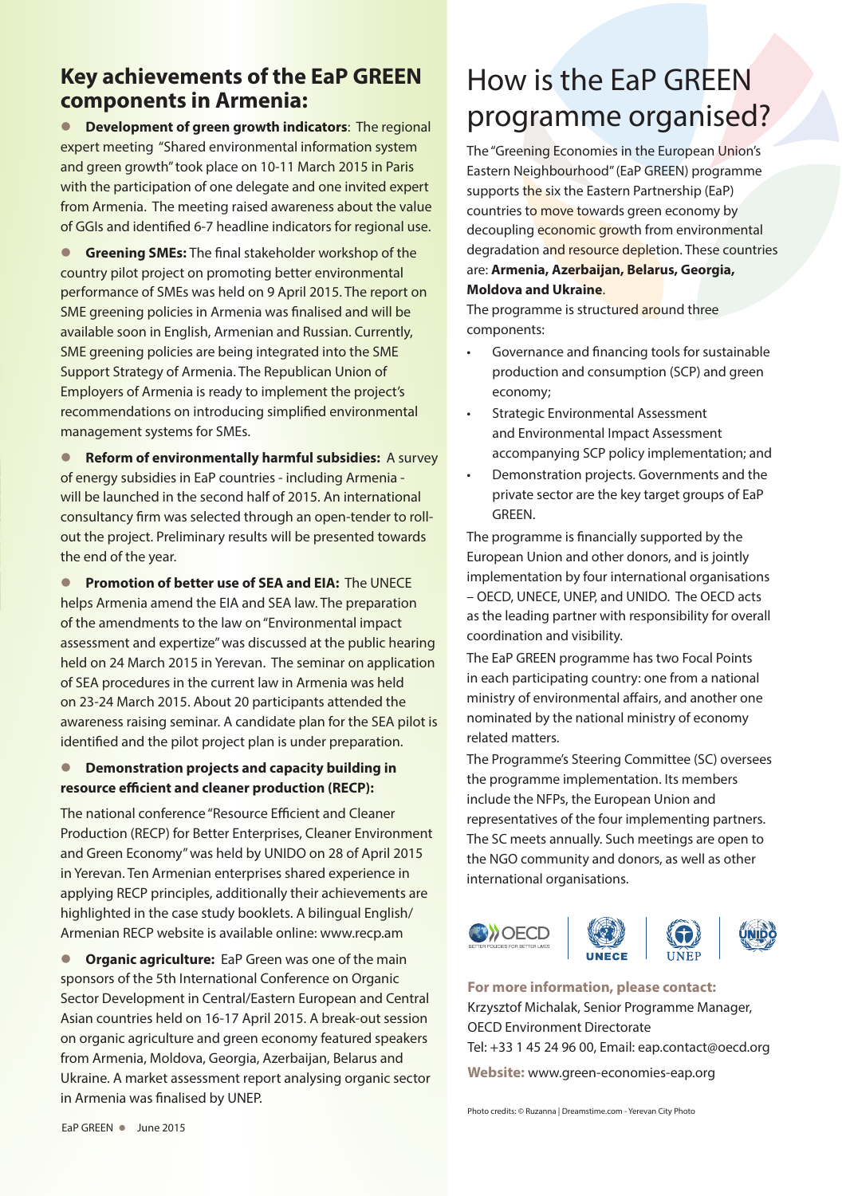## Key achievements of the EaP GREEN components in Armenia:

- **Development of green growth indicators**: The regional expert meeting "Shared environmental information system and green growth" took place on 10-11 March 2015 in Paris with the participation of one delegate and one invited expert from Armenia. The meeting raised awareness about the value of GGIs and identified 6-7 headline indicators for regional use.

- **Greening SMEs:** The final stakeholder workshop of the country pilot project on promoting better environmental performance of SMEs was held on 9 April 2015. The report on SME greening policies in Armenia was finalised and will be available soon in English, Armenian and Russian. Currently, SME greening policies are being integrated into the SME Support Strategy of Armenia. The Republican Union of Employers of Armenia is ready to implement the project's recommendations on introducing simplified environmental management systems for SMEs.

- **Reform of environmentally harmful subsidies:** A survey of energy subsidies in EaP countries - including Armenia - will be launched in the second half of 2015. An international consultancy firm was selected through an open-tender to roll-out the project. Preliminary results will be presented towards the end of the year.

- **Promotion of better use of SEA and EIA:** The UNECE helps Armenia amend the EIA and SEA law. The preparation of the amendments to the law on "Environmental impact assessment and expertize" was discussed at the public hearing held on 24 March 2015 in Yerevan. The seminar on application of SEA procedures in the current law in Armenia was held on 23-24 March 2015. About 20 participants attended the awareness raising seminar. A candidate plan for the SEA pilot is identified and the pilot project plan is under preparation.

- **Demonstration projects and capacity building in resource efficient and cleaner production (RECP):**

The national conference "Resource Efficient and Cleaner Production (RECP) for Better Enterprises, Cleaner Environment and Green Economy" was held by UNIDO on 28 of April 2015 in Yerevan. Ten Armenian enterprises shared experience in applying RECP principles, additionally their achievements are highlighted in the case study booklets. A bilingual English/Armenian RECP website is available online: www.recp.am

- **Organic agriculture:** EaP Green was one of the main sponsors of the 5th International Conference on Organic Sector Development in Central/Eastern European and Central Asian countries held on 16-17 April 2015. A break-out session on organic agriculture and green economy featured speakers from Armenia, Moldova, Georgia, Azerbaijan, Belarus and Ukraine. A market assessment report analysing organic sector in Armenia was finalised by UNEP.

EaP GREEN ● June 2015

# How is the EaP GREEN programme organised?

The "Greening Economies in the European Union's Eastern Neighbourhood" (EaP GREEN) programme supports the six Eastern Partnership (EaP) countries to move towards green economy by decoupling economic growth from environmental degradation and resource depletion. These countries are: **Armenia, Azerbaijan, Belarus, Georgia, Moldova and Ukraine**.

The programme is structured around three components:

- Governance and financing tools for sustainable production and consumption (SCP) and green economy;
- Strategic Environmental Assessment and Environmental Impact Assessment accompanying SCP policy implementation; and
- Demonstration projects. Governments and the private sector are the key target groups of EaP GREEN.

The programme is financially supported by the European Union and other donors, and is jointly implementation by four international organisations – OECD, UNECE, UNEP, and UNIDO. The OECD acts as the leading partner with responsibility for overall coordination and visibility.

The EaP GREEN programme has two Focal Points in each participating country: one from a national ministry of environmental affairs, and another one nominated by the national ministry of economy related matters.

The Programme's Steering Committee (SC) oversees the programme implementation. Its members include the NFPs, the European Union and representatives of the four implementing partners. The SC meets annually. Such meetings are open to the NGO community and donors, as well as other international organisations.

OECD BETTER POLICIES FOR BETTER LIVES | UNECE | UNEP | UNIDO

**For more information, please contact:**
Krzysztof Michalak, Senior Programme Manager, OECD Environment Directorate
Tel: +33 1 45 24 96 00, Email: eap.contact@oecd.org

**Website:** www.green-economies-eap.org

Photo credits: © Ruzanna | Dreamstime.com - Yerevan City Photo